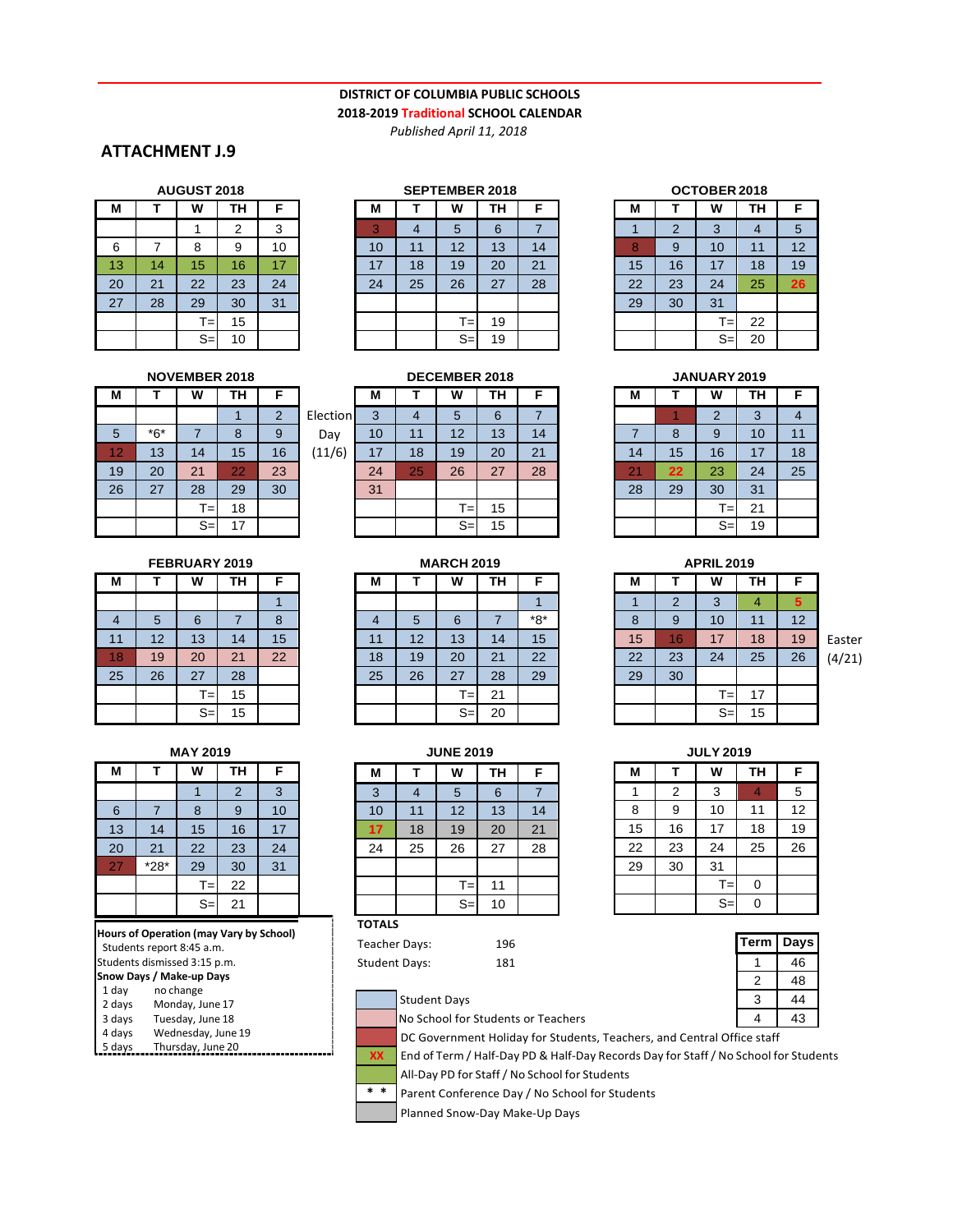**DISTRICT OF COLUMBIA PUBLIC SCHOOLS**
**2018-2019 Traditional SCHOOL CALENDAR**
*Published April 11, 2018*

## ATTACHMENT J.9

### AUGUST 2018

| M | T | W | TH | F |
|---|---|---|---|---|
| | | 1 | 2 | 3 |
| 6 | 7 | 8 | 9 | 10 |
| 13 | 14 | 15 | 16 | 17 |
| 20 | 21 | 22 | 23 | 24 |
| 27 | 28 | 29 | 30 | 31 |
| | | T= | 15 | |
| | | S= | 10 | |

### SEPTEMBER 2018

| M | T | W | TH | F |
|---|---|---|---|---|
| 3 | 4 | 5 | 6 | 7 |
| 10 | 11 | 12 | 13 | 14 |
| 17 | 18 | 19 | 20 | 21 |
| 24 | 25 | 26 | 27 | 28 |
| | | | | |
| | | T= | 19 | |
| | | S= | 19 | |

### OCTOBER 2018

| M | T | W | TH | F |
|---|---|---|---|---|
| 1 | 2 | 3 | 4 | 5 |
| 8 | 9 | 10 | 11 | 12 |
| 15 | 16 | 17 | 18 | 19 |
| 22 | 23 | 24 | 25 | 26 |
| 29 | 30 | 31 | | |
| | | T= | 22 | |
| | | S= | 20 | |

### NOVEMBER 2018

| M | T | W | TH | F |
|---|---|---|---|---|
| | | | 1 | 2 |
| 5 | *6* | 7 | 8 | 9 |
| 12 | 13 | 14 | 15 | 16 |
| 19 | 20 | 21 | 22 | 23 |
| 26 | 27 | 28 | 29 | 30 |
| | | T= | 18 | |
| | | S= | 17 | |

Election Day (11/6)

### DECEMBER 2018

| M | T | W | TH | F |
|---|---|---|---|---|
| 3 | 4 | 5 | 6 | 7 |
| 10 | 11 | 12 | 13 | 14 |
| 17 | 18 | 19 | 20 | 21 |
| 24 | 25 | 26 | 27 | 28 |
| 31 | | | | |
| | | T= | 15 | |
| | | S= | 15 | |

### JANUARY 2019

| M | T | W | TH | F |
|---|---|---|---|---|
| | 1 | 2 | 3 | 4 |
| 7 | 8 | 9 | 10 | 11 |
| 14 | 15 | 16 | 17 | 18 |
| 21 | 22 | 23 | 24 | 25 |
| 28 | 29 | 30 | 31 | |
| | | T= | 21 | |
| | | S= | 19 | |

### FEBRUARY 2019

| M | T | W | TH | F |
|---|---|---|---|---|
| | | | | 1 |
| 4 | 5 | 6 | 7 | 8 |
| 11 | 12 | 13 | 14 | 15 |
| 18 | 19 | 20 | 21 | 22 |
| 25 | 26 | 27 | 28 | |
| | | T= | 15 | |
| | | S= | 15 | |

### MARCH 2019

| M | T | W | TH | F |
|---|---|---|---|---|
| | | | | 1 |
| 4 | 5 | 6 | 7 | *8* |
| 11 | 12 | 13 | 14 | 15 |
| 18 | 19 | 20 | 21 | 22 |
| 25 | 26 | 27 | 28 | 29 |
| | | T= | 21 | |
| | | S= | 20 | |

### APRIL 2019

| M | T | W | TH | F |
|---|---|---|---|---|
| 1 | 2 | 3 | 4 | 5 |
| 8 | 9 | 10 | 11 | 12 |
| 15 | 16 | 17 | 18 | 19 |
| 22 | 23 | 24 | 25 | 26 |
| 29 | 30 | | | |
| | | T= | 17 | |
| | | S= | 15 | |

Easter (4/21)

### MAY 2019

| M | T | W | TH | F |
|---|---|---|---|---|
| | | 1 | 2 | 3 |
| 6 | 7 | 8 | 9 | 10 |
| 13 | 14 | 15 | 16 | 17 |
| 20 | 21 | 22 | 23 | 24 |
| 27 | *28* | 29 | 30 | 31 |
| | | T= | 22 | |
| | | S= | 21 | |

### JUNE 2019

| M | T | W | TH | F |
|---|---|---|---|---|
| 3 | 4 | 5 | 6 | 7 |
| 10 | 11 | 12 | 13 | 14 |
| 17 | 18 | 19 | 20 | 21 |
| 24 | 25 | 26 | 27 | 28 |
| | | | | |
| | | T= | 11 | |
| | | S= | 10 | |

### JULY 2019

| M | T | W | TH | F |
|---|---|---|---|---|
| 1 | 2 | 3 | 4 | 5 |
| 8 | 9 | 10 | 11 | 12 |
| 15 | 16 | 17 | 18 | 19 |
| 22 | 23 | 24 | 25 | 26 |
| 29 | 30 | 31 | | |
| | | T= | 0 | |
| | | S= | 0 | |

**Hours of Operation (may Vary by School)**
Students report 8:45 a.m.
Students dismissed 3:15 p.m.

**Snow Days / Make-up Days**

| | |
|---|---|
| 1 day | no change |
| 2 days | Monday, June 17 |
| 3 days | Tuesday, June 18 |
| 4 days | Wednesday, June 19 |
| 5 days | Thursday, June 20 |

**TOTALS**

Teacher Days: 196
Student Days: 181

| Term | Days |
|---|---|
| 1 | 46 |
| 2 | 48 |
| 3 | 44 |
| 4 | 43 |

**Legend**

- Student Days
- No School for Students or Teachers
- DC Government Holiday for Students, Teachers, and Central Office staff
- XX — End of Term / Half-Day PD & Half-Day Records Day for Staff / No School for Students
- All-Day PD for Staff / No School for Students
- \* \* — Parent Conference Day / No School for Students
- Planned Snow-Day Make-Up Days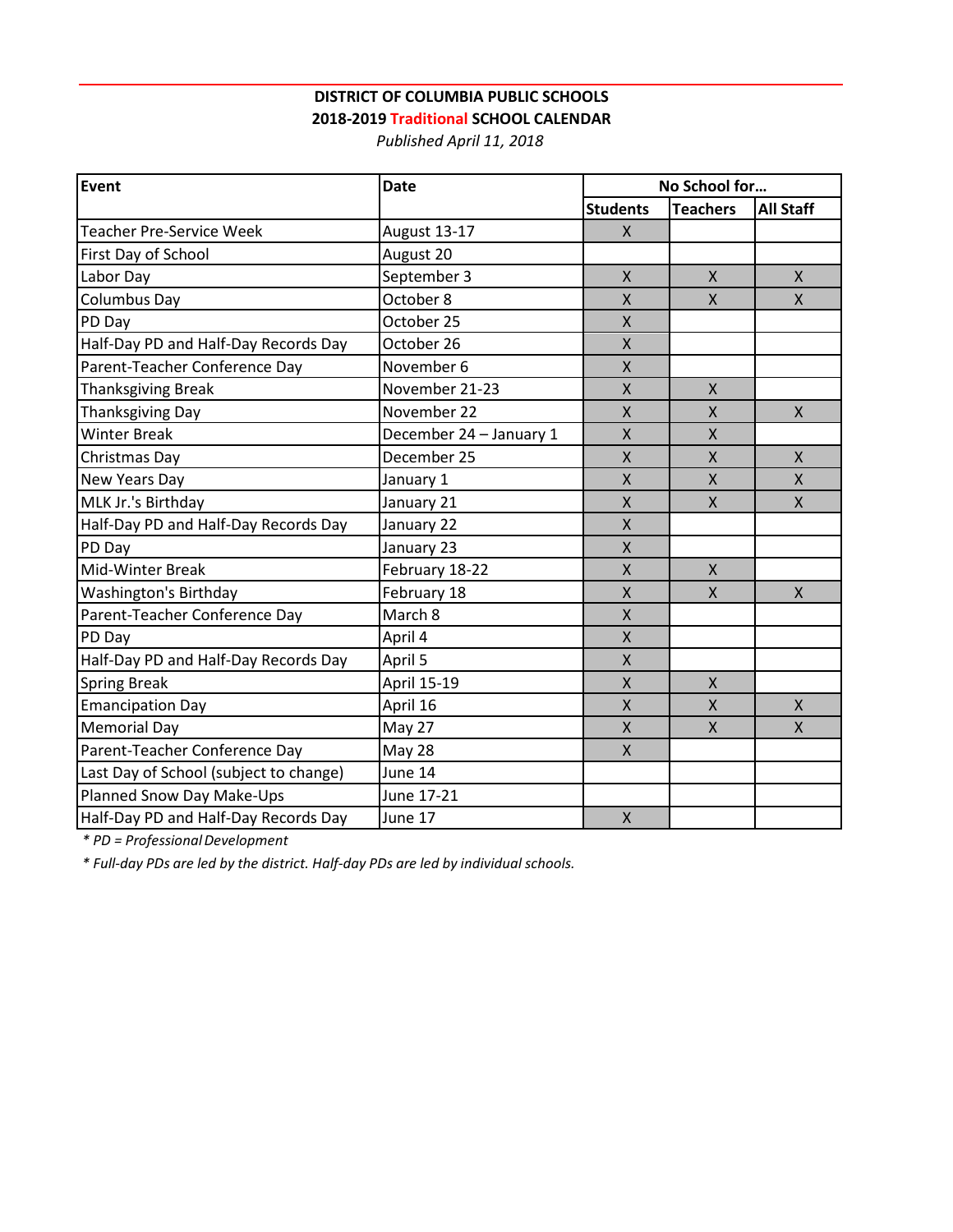**DISTRICT OF COLUMBIA PUBLIC SCHOOLS**
**2018-2019 Traditional SCHOOL CALENDAR**
*Published April 11, 2018*

| Event | Date | No School for… | | |
|---|---|---|---|---|
| | | Students | Teachers | All Staff |
| Teacher Pre-Service Week | August 13-17 | X | | |
| First Day of School | August 20 | | | |
| Labor Day | September 3 | X | X | X |
| Columbus Day | October 8 | X | X | X |
| PD Day | October 25 | X | | |
| Half-Day PD and Half-Day Records Day | October 26 | X | | |
| Parent-Teacher Conference Day | November 6 | X | | |
| Thanksgiving Break | November 21-23 | X | X | |
| Thanksgiving Day | November 22 | X | X | X |
| Winter Break | December 24 – January 1 | X | X | |
| Christmas Day | December 25 | X | X | X |
| New Years Day | January 1 | X | X | X |
| MLK Jr.'s Birthday | January 21 | X | X | X |
| Half-Day PD and Half-Day Records Day | January 22 | X | | |
| PD Day | January 23 | X | | |
| Mid-Winter Break | February 18-22 | X | X | |
| Washington's Birthday | February 18 | X | X | X |
| Parent-Teacher Conference Day | March 8 | X | | |
| PD Day | April 4 | X | | |
| Half-Day PD and Half-Day Records Day | April 5 | X | | |
| Spring Break | April 15-19 | X | X | |
| Emancipation Day | April 16 | X | X | X |
| Memorial Day | May 27 | X | X | X |
| Parent-Teacher Conference Day | May 28 | X | | |
| Last Day of School (subject to change) | June 14 | | | |
| Planned Snow Day Make-Ups | June 17-21 | | | |
| Half-Day PD and Half-Day Records Day | June 17 | X | | |

*\* PD = Professional Development*

*\* Full-day PDs are led by the district. Half-day PDs are led by individual schools.*